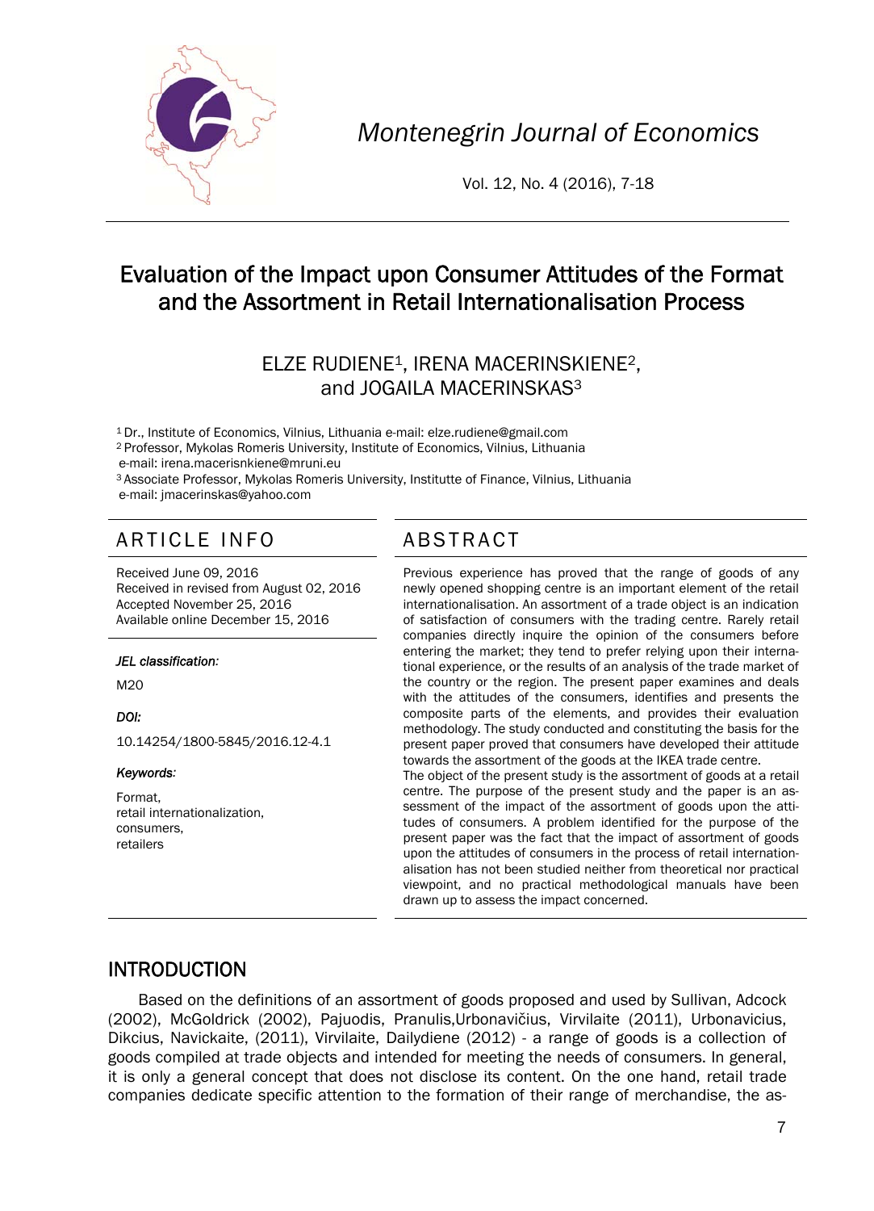# Evaluation of the Impact upon Consumer Attitudes of the Format and the Assortment in Retail Internationalisation Process

ELZE RUDIENE[1], IRENA MACERINSKIENE[2], and JOGAILA MACERINSKAS[3]

[1] Dr., Institute of Economics, Vilnius, Lithuania e-mail: elze.rudiene@gmail.com
[2] Professor, Mykolas Romeris University, Institute of Economics, Vilnius, Lithuania e-mail: irena.macerisnkiene@mruni.eu
[3] Associate Professor, Mykolas Romeris University, Institutte of Finance, Vilnius, Lithuania e-mail: jmacerinskas@yahoo.com

## ARTICLE INFO

Received June 09, 2016
Received in revised from August 02, 2016
Accepted November 25, 2016
Available online December 15, 2016

***JEL classification:***

M20

***DOI:***

10.14254/1800-5845/2016.12-4.1

***Keywords:***

Format,
retail internationalization,
consumers,
retailers

## ABSTRACT

Previous experience has proved that the range of goods of any newly opened shopping centre is an important element of the retail internationalisation. An assortment of a trade object is an indication of satisfaction of consumers with the trading centre. Rarely retail companies directly inquire the opinion of the consumers before entering the market; they tend to prefer relying upon their international experience, or the results of an analysis of the trade market of the country or the region. The present paper examines and deals with the attitudes of the consumers, identifies and presents the composite parts of the elements, and provides their evaluation methodology. The study conducted and constituting the basis for the present paper proved that consumers have developed their attitude towards the assortment of the goods at the IKEA trade centre.

The object of the present study is the assortment of goods at a retail centre. The purpose of the present study and the paper is an assessment of the impact of the assortment of goods upon the attitudes of consumers. A problem identified for the purpose of the present paper was the fact that the impact of assortment of goods upon the attitudes of consumers in the process of retail internationalisation has not been studied neither from theoretical nor practical viewpoint, and no practical methodological manuals have been drawn up to assess the impact concerned.

## INTRODUCTION

Based on the definitions of an assortment of goods proposed and used by Sullivan, Adcock (2002), McGoldrick (2002), Pajuodis, Pranulis,Urbonavičius, Virvilaite (2011), Urbonavicius, Dikcius, Navickaite, (2011), Virvilaite, Dailydiene (2012) - a range of goods is a collection of goods compiled at trade objects and intended for meeting the needs of consumers. In general, it is only a general concept that does not disclose its content. On the one hand, retail trade companies dedicate specific attention to the formation of their range of merchandise, the as-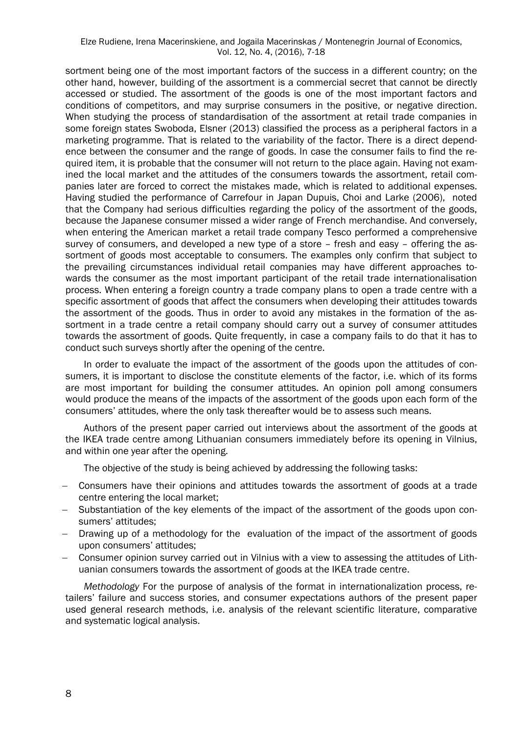sortment being one of the most important factors of the success in a different country; on the other hand, however, building of the assortment is a commercial secret that cannot be directly accessed or studied. The assortment of the goods is one of the most important factors and conditions of competitors, and may surprise consumers in the positive, or negative direction. When studying the process of standardisation of the assortment at retail trade companies in some foreign states Swoboda, Elsner (2013) classified the process as a peripheral factors in a marketing programme. That is related to the variability of the factor. There is a direct dependence between the consumer and the range of goods. In case the consumer fails to find the required item, it is probable that the consumer will not return to the place again. Having not examined the local market and the attitudes of the consumers towards the assortment, retail companies later are forced to correct the mistakes made, which is related to additional expenses. Having studied the performance of Carrefour in Japan Dupuis, Choi and Larke (2006), noted that the Company had serious difficulties regarding the policy of the assortment of the goods, because the Japanese consumer missed a wider range of French merchandise. And conversely, when entering the American market a retail trade company Tesco performed a comprehensive survey of consumers, and developed a new type of a store – fresh and easy – offering the assortment of goods most acceptable to consumers. The examples only confirm that subject to the prevailing circumstances individual retail companies may have different approaches towards the consumer as the most important participant of the retail trade internationalisation process. When entering a foreign country a trade company plans to open a trade centre with a specific assortment of goods that affect the consumers when developing their attitudes towards the assortment of the goods. Thus in order to avoid any mistakes in the formation of the assortment in a trade centre a retail company should carry out a survey of consumer attitudes towards the assortment of goods. Quite frequently, in case a company fails to do that it has to conduct such surveys shortly after the opening of the centre.

In order to evaluate the impact of the assortment of the goods upon the attitudes of consumers, it is important to disclose the constitute elements of the factor, i.e. which of its forms are most important for building the consumer attitudes. An opinion poll among consumers would produce the means of the impacts of the assortment of the goods upon each form of the consumers' attitudes, where the only task thereafter would be to assess such means.

Authors of the present paper carried out interviews about the assortment of the goods at the IKEA trade centre among Lithuanian consumers immediately before its opening in Vilnius, and within one year after the opening.

The objective of the study is being achieved by addressing the following tasks:

- Consumers have their opinions and attitudes towards the assortment of goods at a trade centre entering the local market;
- Substantiation of the key elements of the impact of the assortment of the goods upon consumers' attitudes;
- Drawing up of a methodology for the evaluation of the impact of the assortment of goods upon consumers' attitudes;
- Consumer opinion survey carried out in Vilnius with a view to assessing the attitudes of Lithuanian consumers towards the assortment of goods at the IKEA trade centre.

*Methodology* For the purpose of analysis of the format in internationalization process, retailers' failure and success stories, and consumer expectations authors of the present paper used general research methods, i.e. analysis of the relevant scientific literature, comparative and systematic logical analysis.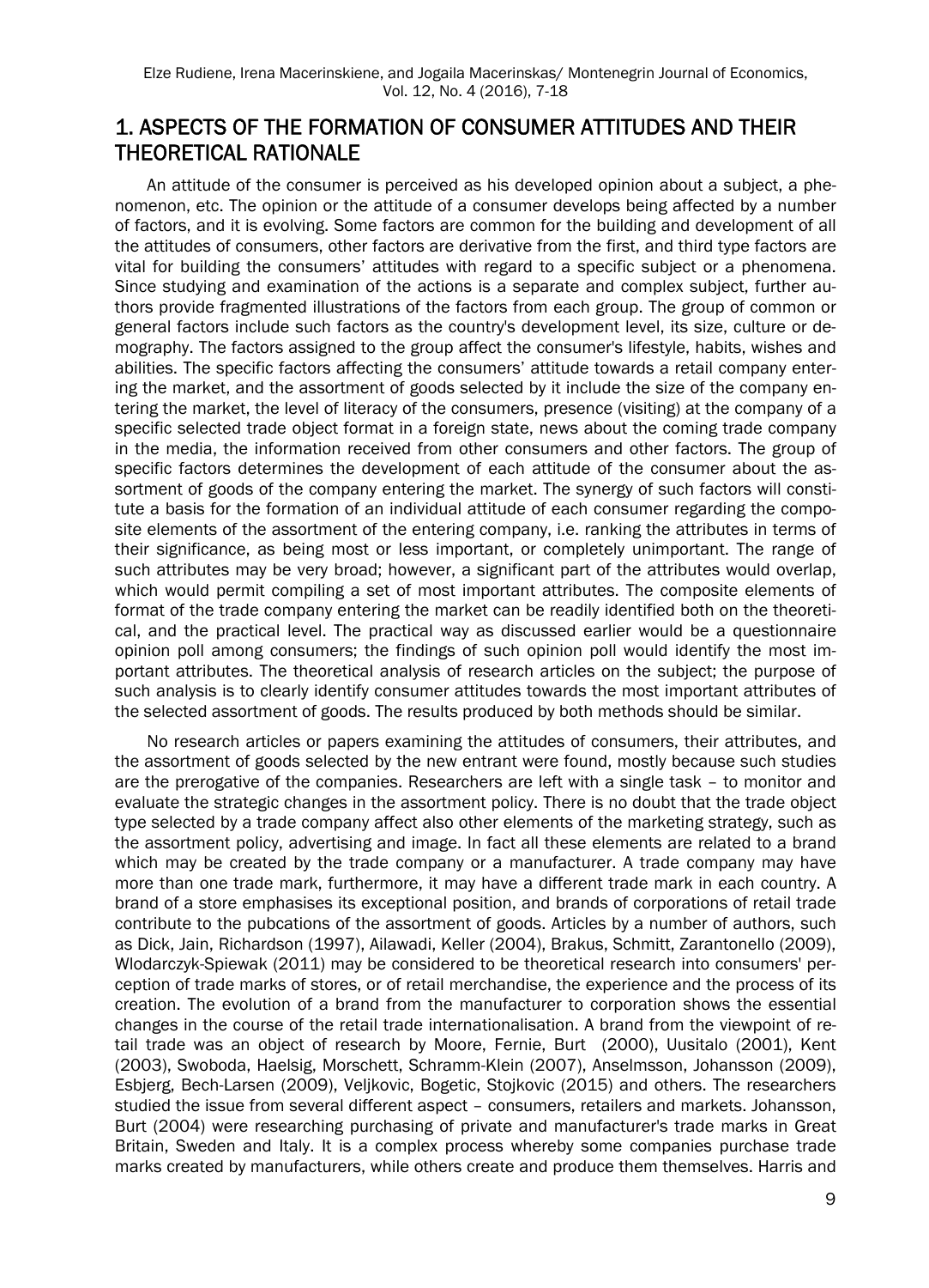## 1. ASPECTS OF THE FORMATION OF CONSUMER ATTITUDES AND THEIR THEORETICAL RATIONALE

An attitude of the consumer is perceived as his developed opinion about a subject, a phenomenon, etc. The opinion or the attitude of a consumer develops being affected by a number of factors, and it is evolving. Some factors are common for the building and development of all the attitudes of consumers, other factors are derivative from the first, and third type factors are vital for building the consumers' attitudes with regard to a specific subject or a phenomena. Since studying and examination of the actions is a separate and complex subject, further authors provide fragmented illustrations of the factors from each group. The group of common or general factors include such factors as the country's development level, its size, culture or demography. The factors assigned to the group affect the consumer's lifestyle, habits, wishes and abilities. The specific factors affecting the consumers' attitude towards a retail company entering the market, and the assortment of goods selected by it include the size of the company entering the market, the level of literacy of the consumers, presence (visiting) at the company of a specific selected trade object format in a foreign state, news about the coming trade company in the media, the information received from other consumers and other factors. The group of specific factors determines the development of each attitude of the consumer about the assortment of goods of the company entering the market. The synergy of such factors will constitute a basis for the formation of an individual attitude of each consumer regarding the composite elements of the assortment of the entering company, i.e. ranking the attributes in terms of their significance, as being most or less important, or completely unimportant. The range of such attributes may be very broad; however, a significant part of the attributes would overlap, which would permit compiling a set of most important attributes. The composite elements of format of the trade company entering the market can be readily identified both on the theoretical, and the practical level. The practical way as discussed earlier would be a questionnaire opinion poll among consumers; the findings of such opinion poll would identify the most important attributes. The theoretical analysis of research articles on the subject; the purpose of such analysis is to clearly identify consumer attitudes towards the most important attributes of the selected assortment of goods. The results produced by both methods should be similar.

No research articles or papers examining the attitudes of consumers, their attributes, and the assortment of goods selected by the new entrant were found, mostly because such studies are the prerogative of the companies. Researchers are left with a single task – to monitor and evaluate the strategic changes in the assortment policy. There is no doubt that the trade object type selected by a trade company affect also other elements of the marketing strategy, such as the assortment policy, advertising and image. In fact all these elements are related to a brand which may be created by the trade company or a manufacturer. A trade company may have more than one trade mark, furthermore, it may have a different trade mark in each country. A brand of a store emphasises its exceptional position, and brands of corporations of retail trade contribute to the pubcations of the assortment of goods. Articles by a number of authors, such as Dick, Jain, Richardson (1997), Ailawadi, Keller (2004), Brakus, Schmitt, Zarantonello (2009), Wlodarczyk-Spiewak (2011) may be considered to be theoretical research into consumers' perception of trade marks of stores, or of retail merchandise, the experience and the process of its creation. The evolution of a brand from the manufacturer to corporation shows the essential changes in the course of the retail trade internationalisation. A brand from the viewpoint of retail trade was an object of research by Moore, Fernie, Burt (2000), Uusitalo (2001), Kent (2003), Swoboda, Haelsig, Morschett, Schramm-Klein (2007), Anselmsson, Johansson (2009), Esbjerg, Bech-Larsen (2009), Veljkovic, Bogetic, Stojkovic (2015) and others. The researchers studied the issue from several different aspect – consumers, retailers and markets. Johansson, Burt (2004) were researching purchasing of private and manufacturer's trade marks in Great Britain, Sweden and Italy. It is a complex process whereby some companies purchase trade marks created by manufacturers, while others create and produce them themselves. Harris and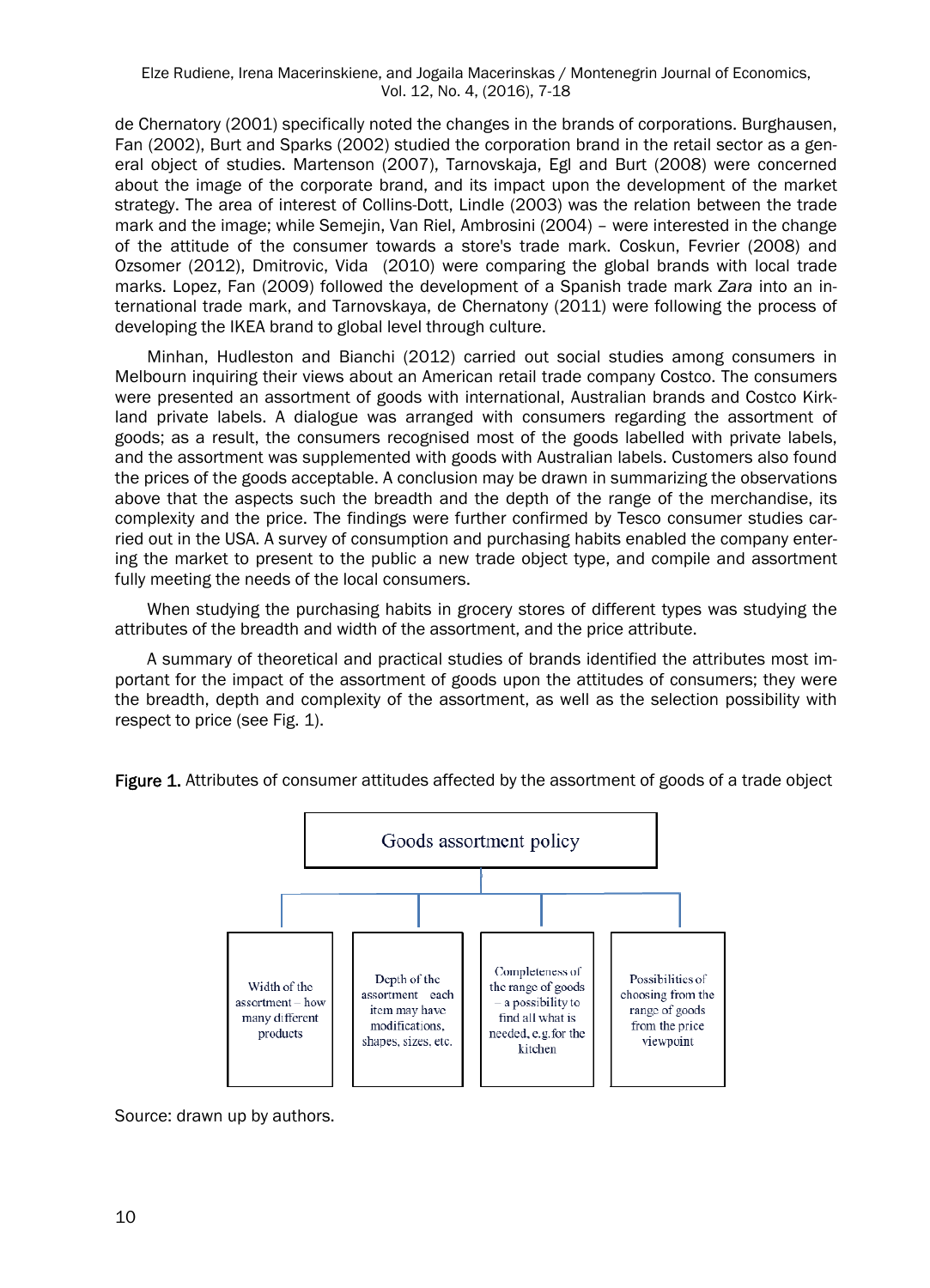de Chernatory (2001) specifically noted the changes in the brands of corporations. Burghausen, Fan (2002), Burt and Sparks (2002) studied the corporation brand in the retail sector as a general object of studies. Martenson (2007), Tarnovskaja, Egl and Burt (2008) were concerned about the image of the corporate brand, and its impact upon the development of the market strategy. The area of interest of Collins-Dott, Lindle (2003) was the relation between the trade mark and the image; while Semejin, Van Riel, Ambrosini (2004) – were interested in the change of the attitude of the consumer towards a store's trade mark. Coskun, Fevrier (2008) and Ozsomer (2012), Dmitrovic, Vida (2010) were comparing the global brands with local trade marks. Lopez, Fan (2009) followed the development of a Spanish trade mark *Zara* into an international trade mark, and Tarnovskaya, de Chernatony (2011) were following the process of developing the IKEA brand to global level through culture.

Minhan, Hudleston and Bianchi (2012) carried out social studies among consumers in Melbourn inquiring their views about an American retail trade company Costco. The consumers were presented an assortment of goods with international, Australian brands and Costco Kirkland private labels. A dialogue was arranged with consumers regarding the assortment of goods; as a result, the consumers recognised most of the goods labelled with private labels, and the assortment was supplemented with goods with Australian labels. Customers also found the prices of the goods acceptable. A conclusion may be drawn in summarizing the observations above that the aspects such the breadth and the depth of the range of the merchandise, its complexity and the price. The findings were further confirmed by Tesco consumer studies carried out in the USA. A survey of consumption and purchasing habits enabled the company entering the market to present to the public a new trade object type, and compile and assortment fully meeting the needs of the local consumers.

When studying the purchasing habits in grocery stores of different types was studying the attributes of the breadth and width of the assortment, and the price attribute.

A summary of theoretical and practical studies of brands identified the attributes most important for the impact of the assortment of goods upon the attitudes of consumers; they were the breadth, depth and complexity of the assortment, as well as the selection possibility with respect to price (see Fig. 1).

**Figure 1.** Attributes of consumer attitudes affected by the assortment of goods of a trade object

Goods assortment policy

- Width of the assortment – how many different products
- Depth of the assortment each item may have modifications, shapes, sizes, etc.
- Completeness of the range of goods – a possibility to find all what is needed, e.g. for the kitchen
- Possibilities of choosing from the range of goods from the price viewpoint

Source: drawn up by authors.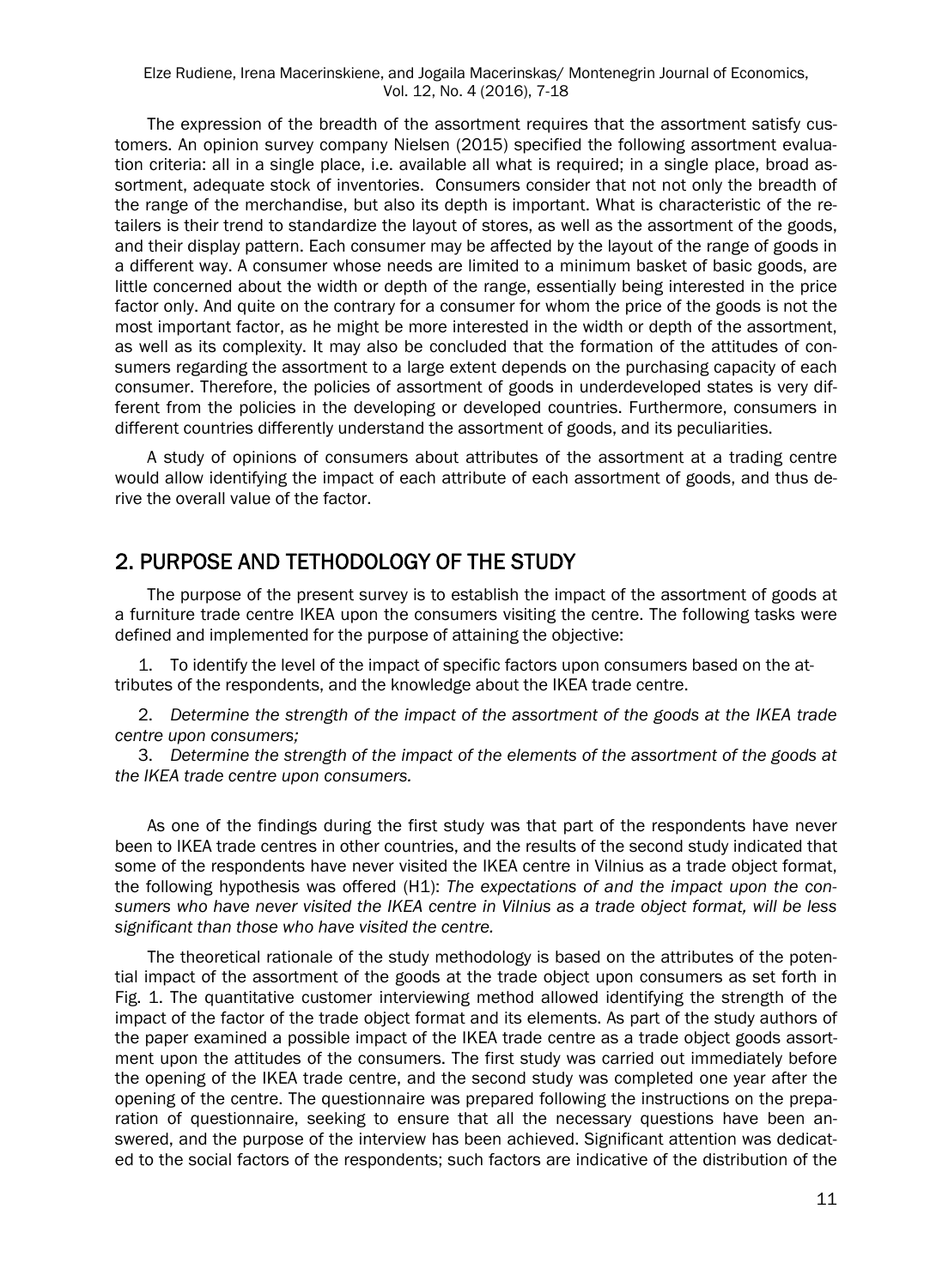The expression of the breadth of the assortment requires that the assortment satisfy customers. An opinion survey company Nielsen (2015) specified the following assortment evaluation criteria: all in a single place, i.e. available all what is required; in a single place, broad assortment, adequate stock of inventories. Consumers consider that not not only the breadth of the range of the merchandise, but also its depth is important. What is characteristic of the retailers is their trend to standardize the layout of stores, as well as the assortment of the goods, and their display pattern. Each consumer may be affected by the layout of the range of goods in a different way. A consumer whose needs are limited to a minimum basket of basic goods, are little concerned about the width or depth of the range, essentially being interested in the price factor only. And quite on the contrary for a consumer for whom the price of the goods is not the most important factor, as he might be more interested in the width or depth of the assortment, as well as its complexity. It may also be concluded that the formation of the attitudes of consumers regarding the assortment to a large extent depends on the purchasing capacity of each consumer. Therefore, the policies of assortment of goods in underdeveloped states is very different from the policies in the developing or developed countries. Furthermore, consumers in different countries differently understand the assortment of goods, and its peculiarities.

A study of opinions of consumers about attributes of the assortment at a trading centre would allow identifying the impact of each attribute of each assortment of goods, and thus derive the overall value of the factor.

## 2. PURPOSE AND TETHODOLOGY OF THE STUDY

The purpose of the present survey is to establish the impact of the assortment of goods at a furniture trade centre IKEA upon the consumers visiting the centre. The following tasks were defined and implemented for the purpose of attaining the objective:

1. To identify the level of the impact of specific factors upon consumers based on the attributes of the respondents, and the knowledge about the IKEA trade centre.
2. *Determine the strength of the impact of the assortment of the goods at the IKEA trade centre upon consumers;*
3. *Determine the strength of the impact of the elements of the assortment of the goods at the IKEA trade centre upon consumers.*

As one of the findings during the first study was that part of the respondents have never been to IKEA trade centres in other countries, and the results of the second study indicated that some of the respondents have never visited the IKEA centre in Vilnius as a trade object format, the following hypothesis was offered (H1): *The expectations of and the impact upon the consumers who have never visited the IKEA centre in Vilnius as a trade object format, will be less significant than those who have visited the centre.*

The theoretical rationale of the study methodology is based on the attributes of the potential impact of the assortment of the goods at the trade object upon consumers as set forth in Fig. 1. The quantitative customer interviewing method allowed identifying the strength of the impact of the factor of the trade object format and its elements. As part of the study authors of the paper examined a possible impact of the IKEA trade centre as a trade object goods assortment upon the attitudes of the consumers. The first study was carried out immediately before the opening of the IKEA trade centre, and the second study was completed one year after the opening of the centre. The questionnaire was prepared following the instructions on the preparation of questionnaire, seeking to ensure that all the necessary questions have been answered, and the purpose of the interview has been achieved. Significant attention was dedicated to the social factors of the respondents; such factors are indicative of the distribution of the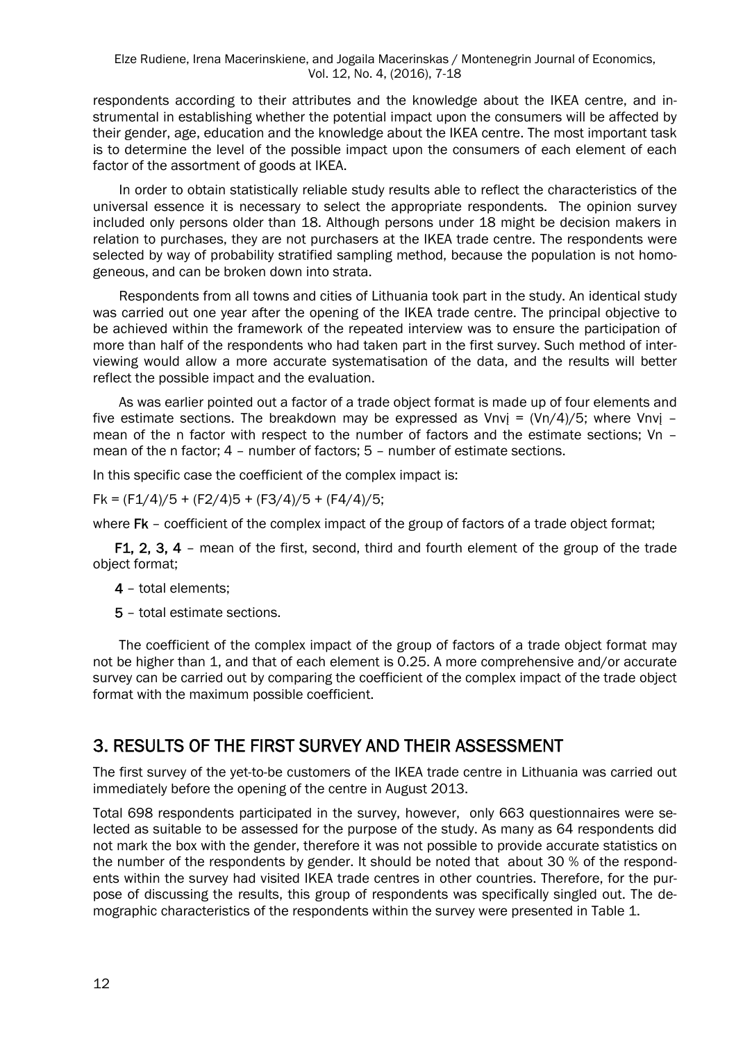respondents according to their attributes and the knowledge about the IKEA centre, and instrumental in establishing whether the potential impact upon the consumers will be affected by their gender, age, education and the knowledge about the IKEA centre. The most important task is to determine the level of the possible impact upon the consumers of each element of each factor of the assortment of goods at IKEA.

In order to obtain statistically reliable study results able to reflect the characteristics of the universal essence it is necessary to select the appropriate respondents. The opinion survey included only persons older than 18. Although persons under 18 might be decision makers in relation to purchases, they are not purchasers at the IKEA trade centre. The respondents were selected by way of probability stratified sampling method, because the population is not homogeneous, and can be broken down into strata.

Respondents from all towns and cities of Lithuania took part in the study. An identical study was carried out one year after the opening of the IKEA trade centre. The principal objective to be achieved within the framework of the repeated interview was to ensure the participation of more than half of the respondents who had taken part in the first survey. Such method of interviewing would allow a more accurate systematisation of the data, and the results will better reflect the possible impact and the evaluation.

As was earlier pointed out a factor of a trade object format is made up of four elements and five estimate sections. The breakdown may be expressed as $Vnvi = (Vn/4)/5$; where $Vnvi$ – mean of the n factor with respect to the number of factors and the estimate sections; $Vn$ – mean of the n factor; 4 – number of factors; 5 – number of estimate sections.

In this specific case the coefficient of the complex impact is:

$Fk = (F1/4)/5 + (F2/4)5 + (F3/4)/5 + (F4/4)/5;$

where **Fk** – coefficient of the complex impact of the group of factors of a trade object format;

**F1, 2, 3, 4** – mean of the first, second, third and fourth element of the group of the trade object format;

**4** – total elements;

**5** – total estimate sections.

The coefficient of the complex impact of the group of factors of a trade object format may not be higher than 1, and that of each element is 0.25. A more comprehensive and/or accurate survey can be carried out by comparing the coefficient of the complex impact of the trade object format with the maximum possible coefficient.

## 3. RESULTS OF THE FIRST SURVEY AND THEIR ASSESSMENT

The first survey of the yet-to-be customers of the IKEA trade centre in Lithuania was carried out immediately before the opening of the centre in August 2013.

Total 698 respondents participated in the survey, however, only 663 questionnaires were selected as suitable to be assessed for the purpose of the study. As many as 64 respondents did not mark the box with the gender, therefore it was not possible to provide accurate statistics on the number of the respondents by gender. It should be noted that about 30 % of the respondents within the survey had visited IKEA trade centres in other countries. Therefore, for the purpose of discussing the results, this group of respondents was specifically singled out. The demographic characteristics of the respondents within the survey were presented in Table 1.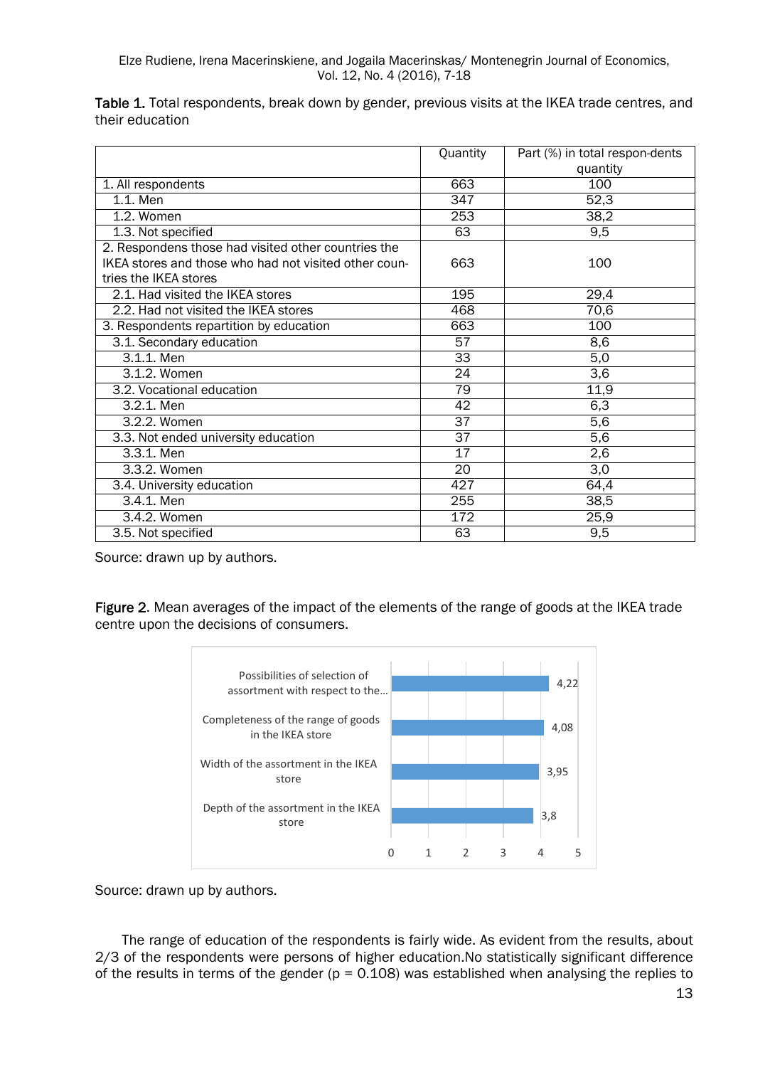**Table 1.** Total respondents, break down by gender, previous visits at the IKEA trade centres, and their education

| | Quantity | Part (%) in total respon-dents quantity |
|---|---|---|
| 1. All respondents | 663 | 100 |
| 1.1. Men | 347 | 52,3 |
| 1.2. Women | 253 | 38,2 |
| 1.3. Not specified | 63 | 9,5 |
| 2. Respondens those had visited other countries the IKEA stores and those who had not visited other coun-tries the IKEA stores | 663 | 100 |
| 2.1. Had visited the IKEA stores | 195 | 29,4 |
| 2.2. Had not visited the IKEA stores | 468 | 70,6 |
| 3. Respondents repartition by education | 663 | 100 |
| 3.1. Secondary education | 57 | 8,6 |
| 3.1.1. Men | 33 | 5,0 |
| 3.1.2. Women | 24 | 3,6 |
| 3.2. Vocational education | 79 | 11,9 |
| 3.2.1. Men | 42 | 6,3 |
| 3.2.2. Women | 37 | 5,6 |
| 3.3. Not ended university education | 37 | 5,6 |
| 3.3.1. Men | 17 | 2,6 |
| 3.3.2. Women | 20 | 3,0 |
| 3.4. University education | 427 | 64,4 |
| 3.4.1. Men | 255 | 38,5 |
| 3.4.2. Women | 172 | 25,9 |
| 3.5. Not specified | 63 | 9,5 |

Source: drawn up by authors.

**Figure 2**. Mean averages of the impact of the elements of the range of goods at the IKEA trade centre upon the decisions of consumers.

Source: drawn up by authors.

The range of education of the respondents is fairly wide. As evident from the results, about 2/3 of the respondents were persons of higher education.No statistically significant difference of the results in terms of the gender ($p = 0.108$) was established when analysing the replies to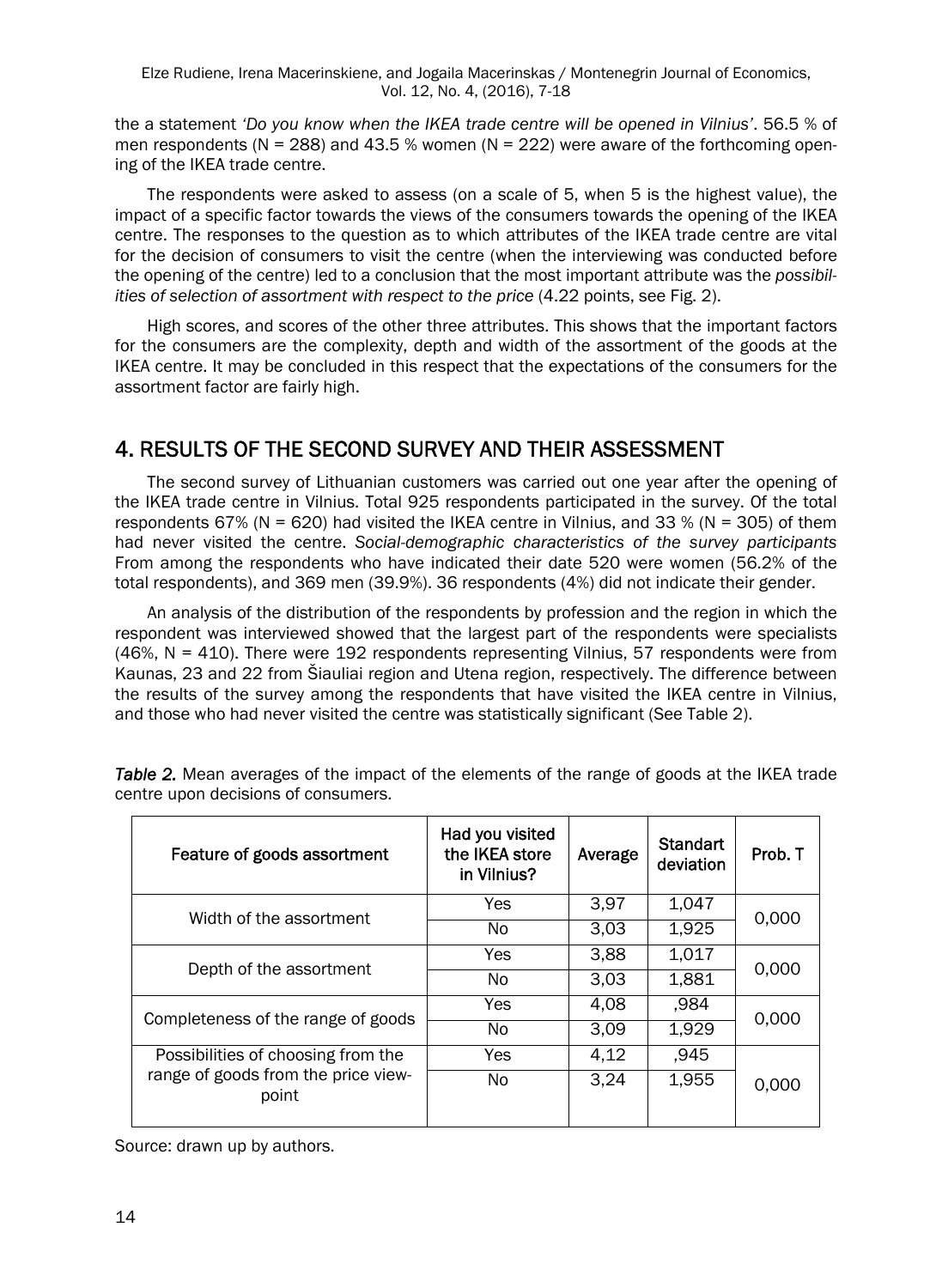the a statement *'Do you know when the IKEA trade centre will be opened in Vilnius'*. 56.5 % of men respondents (N = 288) and 43.5 % women (N = 222) were aware of the forthcoming opening of the IKEA trade centre.

The respondents were asked to assess (on a scale of 5, when 5 is the highest value), the impact of a specific factor towards the views of the consumers towards the opening of the IKEA centre. The responses to the question as to which attributes of the IKEA trade centre are vital for the decision of consumers to visit the centre (when the interviewing was conducted before the opening of the centre) led to a conclusion that the most important attribute was the *possibilities of selection of assortment with respect to the price* (4.22 points, see Fig. 2).

High scores, and scores of the other three attributes. This shows that the important factors for the consumers are the complexity, depth and width of the assortment of the goods at the IKEA centre. It may be concluded in this respect that the expectations of the consumers for the assortment factor are fairly high.

## 4. RESULTS OF THE SECOND SURVEY AND THEIR ASSESSMENT

The second survey of Lithuanian customers was carried out one year after the opening of the IKEA trade centre in Vilnius. Total 925 respondents participated in the survey. Of the total respondents 67% (N = 620) had visited the IKEA centre in Vilnius, and 33 % (N = 305) of them had never visited the centre. *Social-demographic characteristics of the survey participants* From among the respondents who have indicated their date 520 were women (56.2% of the total respondents), and 369 men (39.9%). 36 respondents (4%) did not indicate their gender.

An analysis of the distribution of the respondents by profession and the region in which the respondent was interviewed showed that the largest part of the respondents were specialists (46%, N = 410). There were 192 respondents representing Vilnius, 57 respondents were from Kaunas, 23 and 22 from Šiauliai region and Utena region, respectively. The difference between the results of the survey among the respondents that have visited the IKEA centre in Vilnius, and those who had never visited the centre was statistically significant (See Table 2).

***Table 2.*** Mean averages of the impact of the elements of the range of goods at the IKEA trade centre upon decisions of consumers.

| Feature of goods assortment | Had you visited the IKEA store in Vilnius? | Average | Standart deviation | Prob. T |
|---|---|---|---|---|
| Width of the assortment | Yes | 3,97 | 1,047 | 0,000 |
| | No | 3,03 | 1,925 | |
| Depth of the assortment | Yes | 3,88 | 1,017 | 0,000 |
| | No | 3,03 | 1,881 | |
| Completeness of the range of goods | Yes | 4,08 | ,984 | 0,000 |
| | No | 3,09 | 1,929 | |
| Possibilities of choosing from the range of goods from the price viewpoint | Yes | 4,12 | ,945 | 0,000 |
| | No | 3,24 | 1,955 | |

Source: drawn up by authors.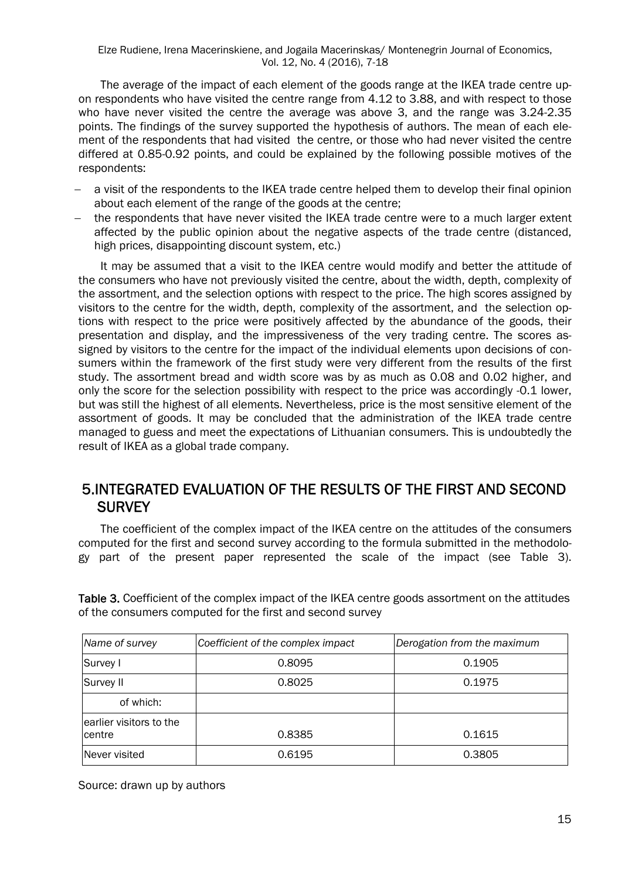The average of the impact of each element of the goods range at the IKEA trade centre upon respondents who have visited the centre range from 4.12 to 3.88, and with respect to those who have never visited the centre the average was above 3, and the range was 3.24-2.35 points. The findings of the survey supported the hypothesis of authors. The mean of each element of the respondents that had visited the centre, or those who had never visited the centre differed at 0.85-0.92 points, and could be explained by the following possible motives of the respondents:

- a visit of the respondents to the IKEA trade centre helped them to develop their final opinion about each element of the range of the goods at the centre;
- the respondents that have never visited the IKEA trade centre were to a much larger extent affected by the public opinion about the negative aspects of the trade centre (distanced, high prices, disappointing discount system, etc.)

It may be assumed that a visit to the IKEA centre would modify and better the attitude of the consumers who have not previously visited the centre, about the width, depth, complexity of the assortment, and the selection options with respect to the price. The high scores assigned by visitors to the centre for the width, depth, complexity of the assortment, and the selection options with respect to the price were positively affected by the abundance of the goods, their presentation and display, and the impressiveness of the very trading centre. The scores assigned by visitors to the centre for the impact of the individual elements upon decisions of consumers within the framework of the first study were very different from the results of the first study. The assortment bread and width score was by as much as 0.08 and 0.02 higher, and only the score for the selection possibility with respect to the price was accordingly -0.1 lower, but was still the highest of all elements. Nevertheless, price is the most sensitive element of the assortment of goods. It may be concluded that the administration of the IKEA trade centre managed to guess and meet the expectations of Lithuanian consumers. This is undoubtedly the result of IKEA as a global trade company.

## 5.INTEGRATED EVALUATION OF THE RESULTS OF THE FIRST AND SECOND SURVEY

The coefficient of the complex impact of the IKEA centre on the attitudes of the consumers computed for the first and second survey according to the formula submitted in the methodology part of the present paper represented the scale of the impact (see Table 3).

**Table 3.** Coefficient of the complex impact of the IKEA centre goods assortment on the attitudes of the consumers computed for the first and second survey

| *Name of survey* | *Coefficient of the complex impact* | *Derogation from the maximum* |
|---|---|---|
| Survey I | 0.8095 | 0.1905 |
| Survey II | 0.8025 | 0.1975 |
| of which: | | |
| earlier visitors to the centre | 0.8385 | 0.1615 |
| Never visited | 0.6195 | 0.3805 |

Source: drawn up by authors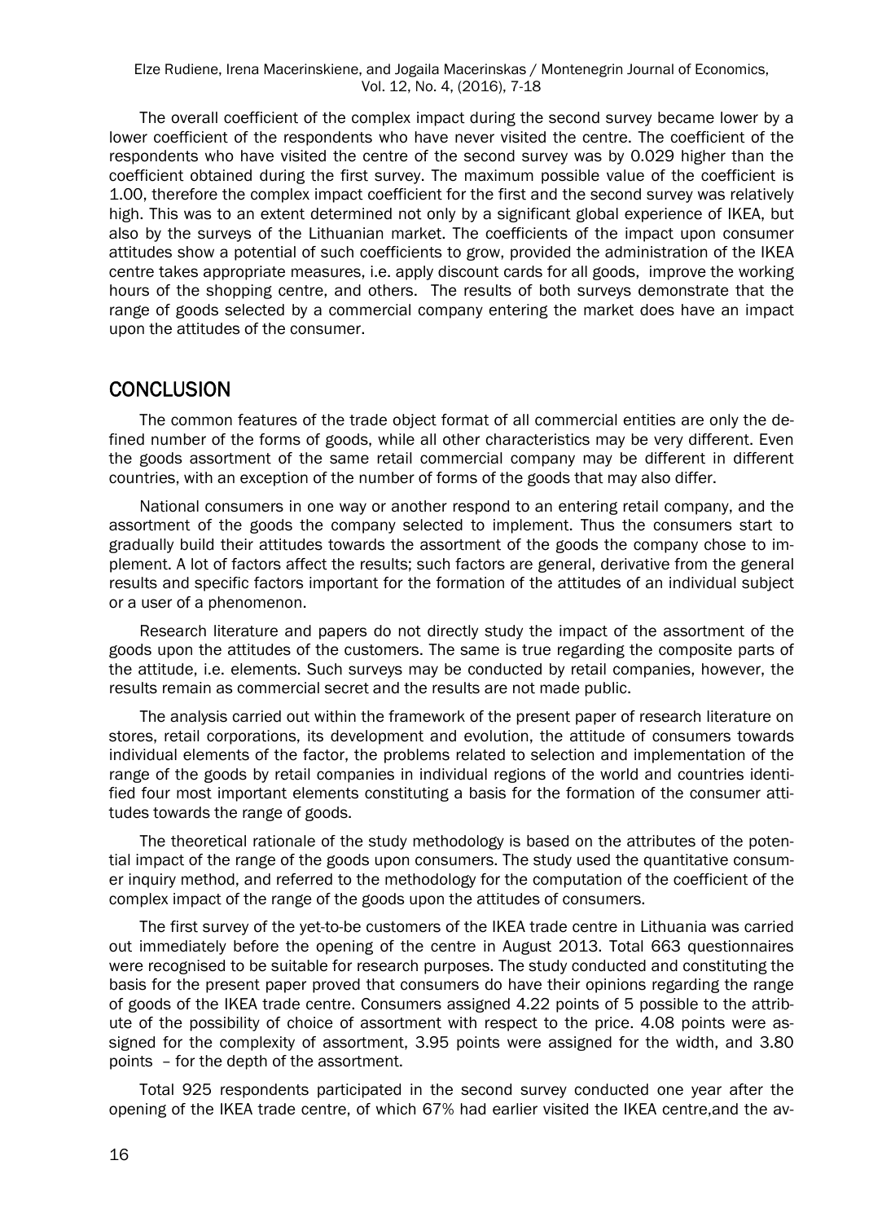The overall coefficient of the complex impact during the second survey became lower by a lower coefficient of the respondents who have never visited the centre. The coefficient of the respondents who have visited the centre of the second survey was by 0.029 higher than the coefficient obtained during the first survey. The maximum possible value of the coefficient is 1.00, therefore the complex impact coefficient for the first and the second survey was relatively high. This was to an extent determined not only by a significant global experience of IKEA, but also by the surveys of the Lithuanian market. The coefficients of the impact upon consumer attitudes show a potential of such coefficients to grow, provided the administration of the IKEA centre takes appropriate measures, i.e. apply discount cards for all goods, improve the working hours of the shopping centre, and others. The results of both surveys demonstrate that the range of goods selected by a commercial company entering the market does have an impact upon the attitudes of the consumer.

## CONCLUSION

The common features of the trade object format of all commercial entities are only the defined number of the forms of goods, while all other characteristics may be very different. Even the goods assortment of the same retail commercial company may be different in different countries, with an exception of the number of forms of the goods that may also differ.

National consumers in one way or another respond to an entering retail company, and the assortment of the goods the company selected to implement. Thus the consumers start to gradually build their attitudes towards the assortment of the goods the company chose to implement. A lot of factors affect the results; such factors are general, derivative from the general results and specific factors important for the formation of the attitudes of an individual subject or a user of a phenomenon.

Research literature and papers do not directly study the impact of the assortment of the goods upon the attitudes of the customers. The same is true regarding the composite parts of the attitude, i.e. elements. Such surveys may be conducted by retail companies, however, the results remain as commercial secret and the results are not made public.

The analysis carried out within the framework of the present paper of research literature on stores, retail corporations, its development and evolution, the attitude of consumers towards individual elements of the factor, the problems related to selection and implementation of the range of the goods by retail companies in individual regions of the world and countries identified four most important elements constituting a basis for the formation of the consumer attitudes towards the range of goods.

The theoretical rationale of the study methodology is based on the attributes of the potential impact of the range of the goods upon consumers. The study used the quantitative consumer inquiry method, and referred to the methodology for the computation of the coefficient of the complex impact of the range of the goods upon the attitudes of consumers.

The first survey of the yet-to-be customers of the IKEA trade centre in Lithuania was carried out immediately before the opening of the centre in August 2013. Total 663 questionnaires were recognised to be suitable for research purposes. The study conducted and constituting the basis for the present paper proved that consumers do have their opinions regarding the range of goods of the IKEA trade centre. Consumers assigned 4.22 points of 5 possible to the attribute of the possibility of choice of assortment with respect to the price. 4.08 points were assigned for the complexity of assortment, 3.95 points were assigned for the width, and 3.80 points – for the depth of the assortment.

Total 925 respondents participated in the second survey conducted one year after the opening of the IKEA trade centre, of which 67% had earlier visited the IKEA centre,and the av-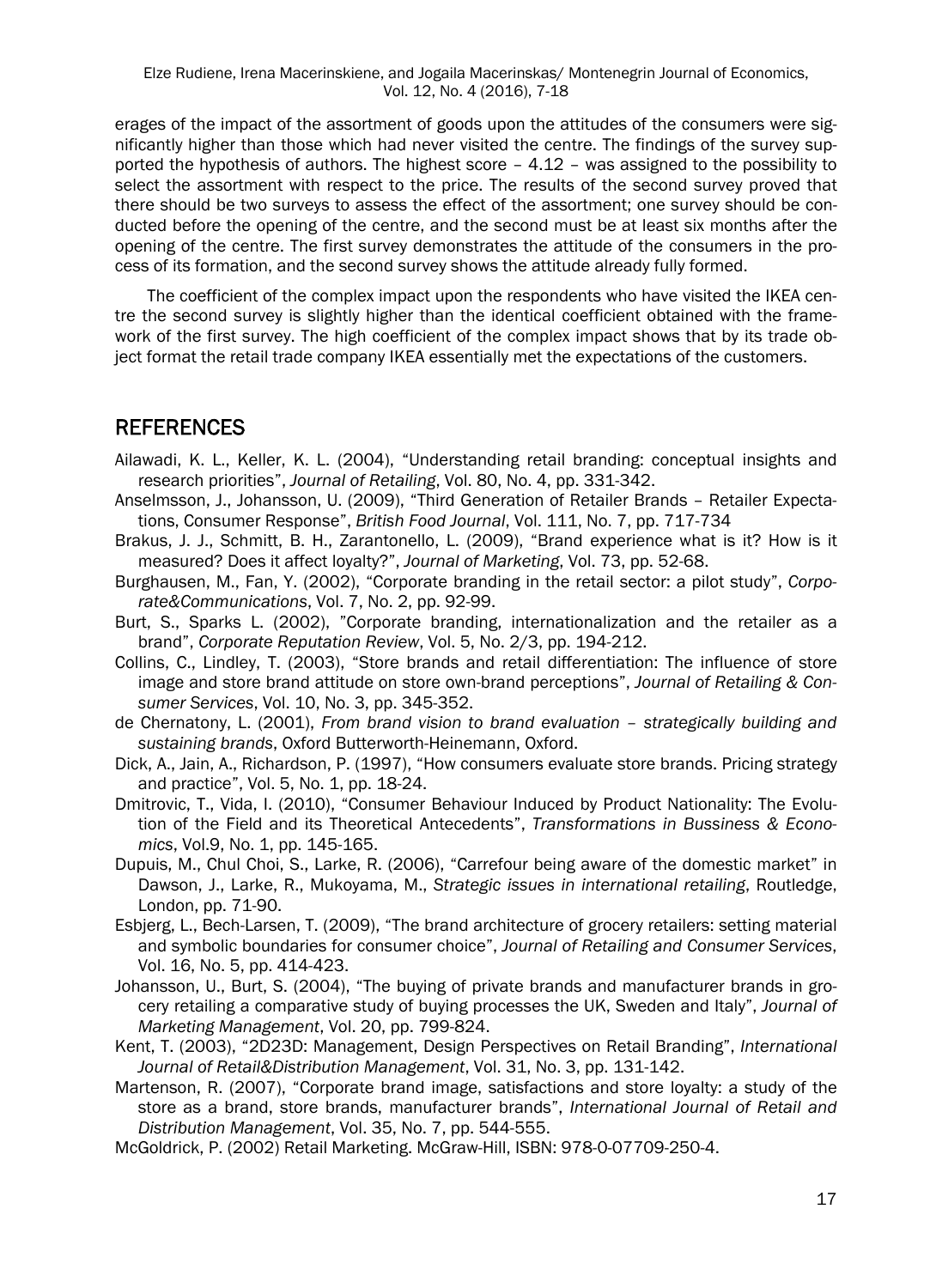erages of the impact of the assortment of goods upon the attitudes of the consumers were significantly higher than those which had never visited the centre. The findings of the survey supported the hypothesis of authors. The highest score – 4.12 – was assigned to the possibility to select the assortment with respect to the price. The results of the second survey proved that there should be two surveys to assess the effect of the assortment; one survey should be conducted before the opening of the centre, and the second must be at least six months after the opening of the centre. The first survey demonstrates the attitude of the consumers in the process of its formation, and the second survey shows the attitude already fully formed.

The coefficient of the complex impact upon the respondents who have visited the IKEA centre the second survey is slightly higher than the identical coefficient obtained with the framework of the first survey. The high coefficient of the complex impact shows that by its trade object format the retail trade company IKEA essentially met the expectations of the customers.

## REFERENCES

Ailawadi, K. L., Keller, K. L. (2004), "Understanding retail branding: conceptual insights and research priorities", *Journal of Retailing*, Vol. 80, No. 4, pp. 331-342.

Anselmsson, J., Johansson, U. (2009), "Third Generation of Retailer Brands – Retailer Expectations, Consumer Response", *British Food Journal*, Vol. 111, No. 7, pp. 717-734

Brakus, J. J., Schmitt, B. H., Zarantonello, L. (2009), "Brand experience what is it? How is it measured? Does it affect loyalty?", *Journal of Marketing*, Vol. 73, pp. 52-68.

Burghausen, M., Fan, Y. (2002), "Corporate branding in the retail sector: a pilot study", *Corporate&Communications*, Vol. 7, No. 2, pp. 92-99.

Burt, S., Sparks L. (2002), "Corporate branding, internationalization and the retailer as a brand", *Corporate Reputation Review*, Vol. 5, No. 2/3, pp. 194-212.

Collins, C., Lindley, T. (2003), "Store brands and retail differentiation: The influence of store image and store brand attitude on store own-brand perceptions", *Journal of Retailing & Consumer Services*, Vol. 10, No. 3, pp. 345-352.

de Chernatony, L. (2001), *From brand vision to brand evaluation – strategically building and sustaining brands*, Oxford Butterworth-Heinemann, Oxford.

Dick, A., Jain, A., Richardson, P. (1997), "How consumers evaluate store brands. Pricing strategy and practice", Vol. 5, No. 1, pp. 18-24.

Dmitrovic, T., Vida, I. (2010), "Consumer Behaviour Induced by Product Nationality: The Evolution of the Field and its Theoretical Antecedents", *Transformations in Bussiness & Economics*, Vol.9, No. 1, pp. 145-165.

Dupuis, M., Chul Choi, S., Larke, R. (2006), "Carrefour being aware of the domestic market" in Dawson, J., Larke, R., Mukoyama, M., *Strategic issues in international retailing*, Routledge, London, pp. 71-90.

Esbjerg, L., Bech-Larsen, T. (2009), "The brand architecture of grocery retailers: setting material and symbolic boundaries for consumer choice", *Journal of Retailing and Consumer Services*, Vol. 16, No. 5, pp. 414-423.

Johansson, U., Burt, S. (2004), "The buying of private brands and manufacturer brands in grocery retailing a comparative study of buying processes the UK, Sweden and Italy", *Journal of Marketing Management*, Vol. 20, pp. 799-824.

Kent, T. (2003), "2D23D: Management, Design Perspectives on Retail Branding", *International Journal of Retail&Distribution Management*, Vol. 31, No. 3, pp. 131-142.

Martenson, R. (2007), "Corporate brand image, satisfactions and store loyalty: a study of the store as a brand, store brands, manufacturer brands", *International Journal of Retail and Distribution Management*, Vol. 35, No. 7, pp. 544-555.

McGoldrick, P. (2002) Retail Marketing. McGraw-Hill, ISBN: 978-0-07709-250-4.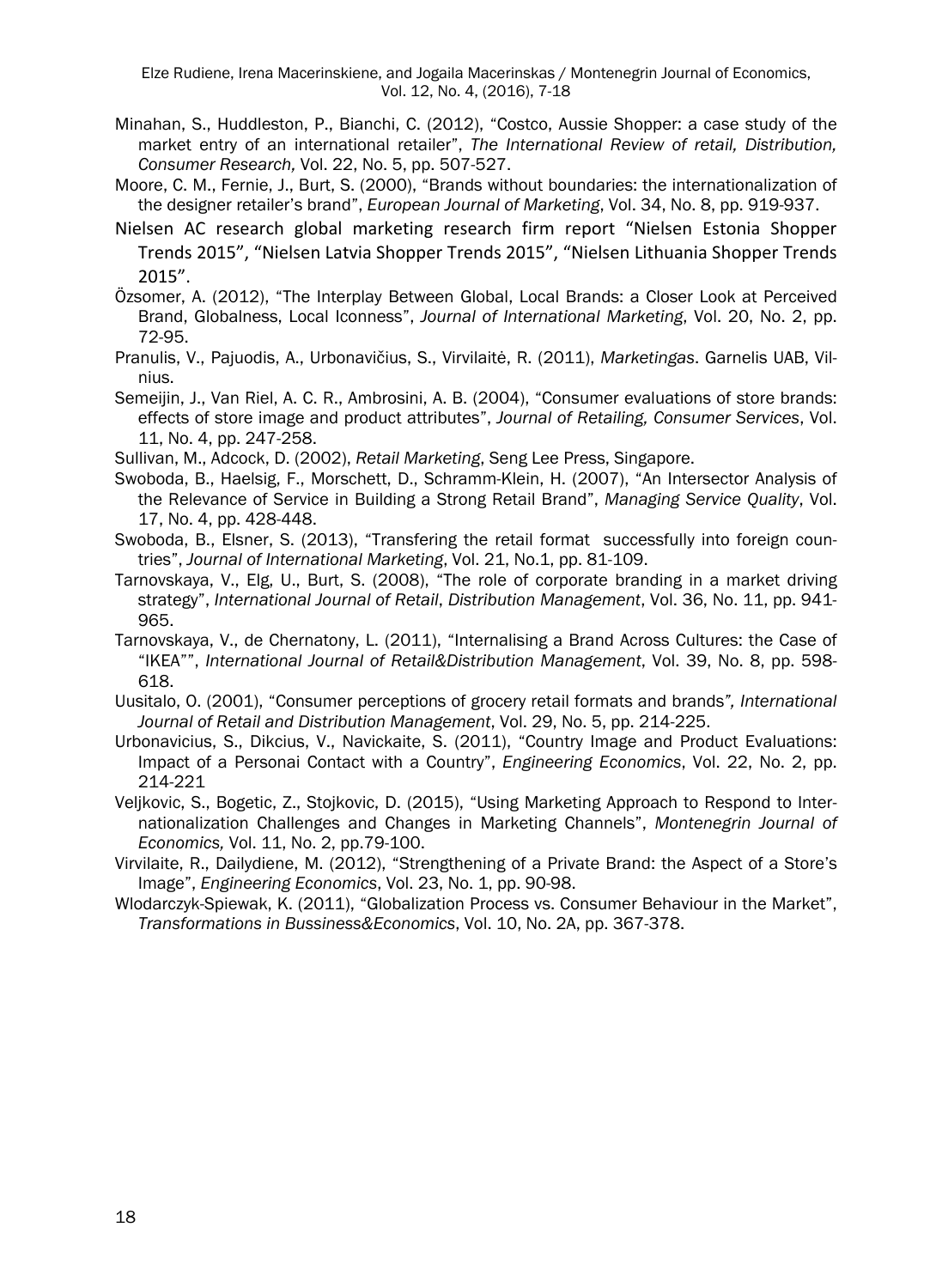Minahan, S., Huddleston, P., Bianchi, C. (2012), "Costco, Aussie Shopper: a case study of the market entry of an international retailer", *The International Review of retail, Distribution, Consumer Research,* Vol. 22, No. 5, pp. 507-527.

Moore, C. M., Fernie, J., Burt, S. (2000), "Brands without boundaries: the internationalization of the designer retailer's brand", *European Journal of Marketing*, Vol. 34, No. 8, pp. 919-937.

Nielsen AC research global marketing research firm report "Nielsen Estonia Shopper Trends 2015", "Nielsen Latvia Shopper Trends 2015", "Nielsen Lithuania Shopper Trends 2015".

Özsomer, A. (2012), "The Interplay Between Global, Local Brands: a Closer Look at Perceived Brand, Globalness, Local Iconness", *Journal of International Marketing*, Vol. 20, No. 2, pp. 72-95.

Pranulis, V., Pajuodis, A., Urbonavičius, S., Virvilaitė, R. (2011), *Marketingas*. Garnelis UAB, Vilnius.

Semeijin, J., Van Riel, A. C. R., Ambrosini, A. B. (2004), "Consumer evaluations of store brands: effects of store image and product attributes", *Journal of Retailing, Consumer Services*, Vol. 11, No. 4, pp. 247-258.

Sullivan, M., Adcock, D. (2002), *Retail Marketing*, Seng Lee Press, Singapore.

Swoboda, B., Haelsig, F., Morschett, D., Schramm-Klein, H. (2007), "An Intersector Analysis of the Relevance of Service in Building a Strong Retail Brand", *Managing Service Quality*, Vol. 17, No. 4, pp. 428-448.

Swoboda, B., Elsner, S. (2013), "Transfering the retail format successfully into foreign countries", *Journal of International Marketing*, Vol. 21, No.1, pp. 81-109.

Tarnovskaya, V., Elg, U., Burt, S. (2008), "The role of corporate branding in a market driving strategy", *International Journal of Retail*, *Distribution Management*, Vol. 36, No. 11, pp. 941-965.

Tarnovskaya, V., de Chernatony, L. (2011), "Internalising a Brand Across Cultures: the Case of "IKEA"", *International Journal of Retail&Distribution Management*, Vol. 39, No. 8, pp. 598-618.

Uusitalo, O. (2001), "Consumer perceptions of grocery retail formats and brands*", International Journal of Retail and Distribution Management*, Vol. 29, No. 5, pp. 214-225.

Urbonavicius, S., Dikcius, V., Navickaite, S. (2011), "Country Image and Product Evaluations: Impact of a Personai Contact with a Country", *Engineering Economics*, Vol. 22, No. 2, pp. 214-221

Veljkovic, S., Bogetic, Z., Stojkovic, D. (2015), "Using Marketing Approach to Respond to Internationalization Challenges and Changes in Marketing Channels", *Montenegrin Journal of Economics,* Vol. 11, No. 2, pp.79-100.

Virvilaite, R., Dailydiene, M. (2012), "Strengthening of a Private Brand: the Aspect of a Store's Image", *Engineering Economics*, Vol. 23, No. 1, pp. 90-98.

Wlodarczyk-Spiewak, K. (2011), "Globalization Process vs. Consumer Behaviour in the Market", *Transformations in Bussiness&Economics*, Vol. 10, No. 2A, pp. 367-378.